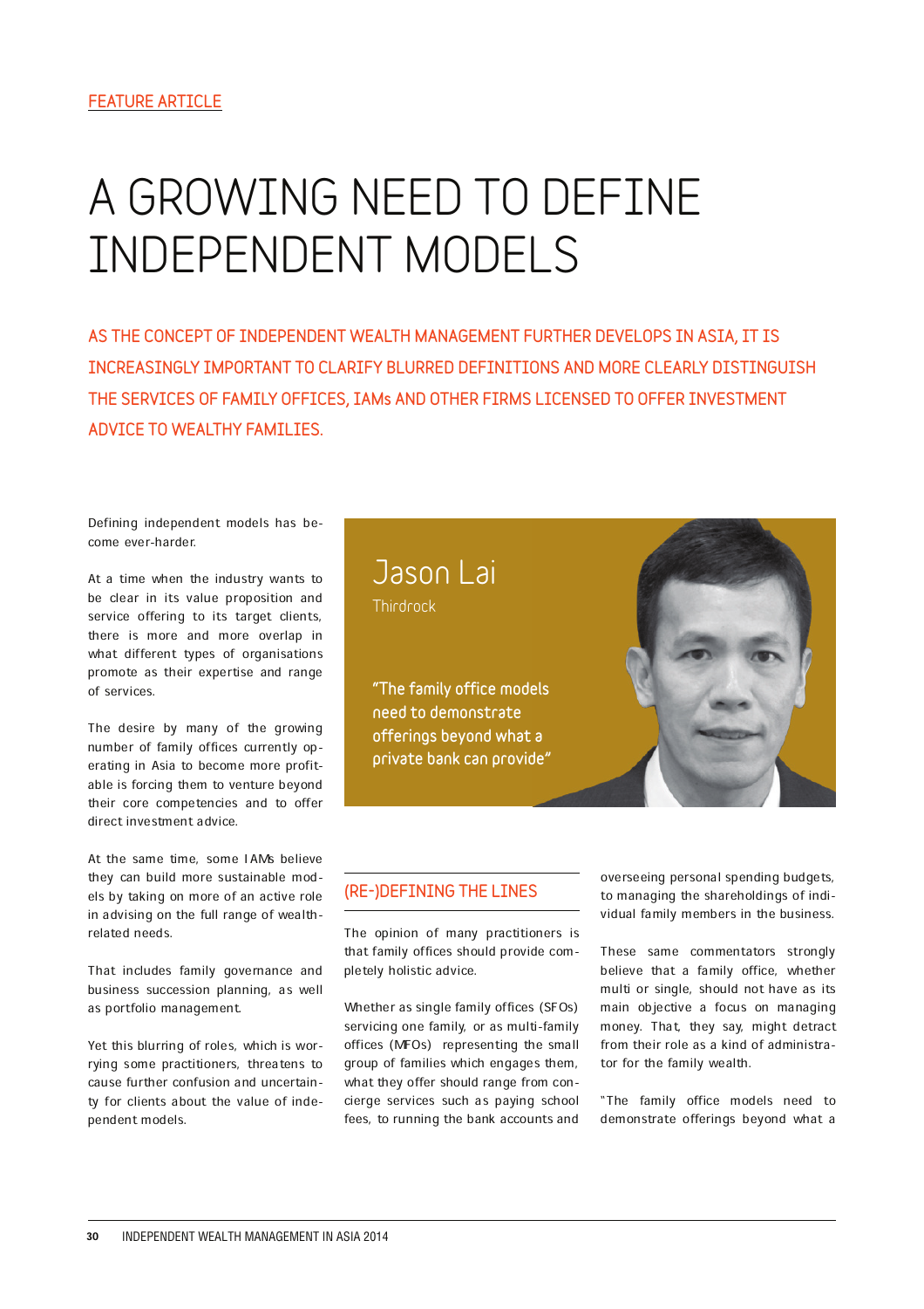FEATURE ARTICLE

# A GROWING NEED TO DEFINE INDEPENDENT MODELS

**AS THE CONCEPT OF INDEPENDENT WEALTH MANAGEMENT FURTHER DEVELOPS IN ASIA, IT IS INCREASINGLY IMPORTANT TO CLARIFY BLURRED DEFINITIONS AND MORE CLEARLY DISTINGUISH THE SERVICES OF FAMILY OFFICES, IAMs AND OTHER FIRMS LICENSED TO OFFER INVESTMENT ADVICE TO WEALTHY FAMILIES.**

Defining independent models has become ever-harder.

At a time when the industry wants to be clear in its value proposition and service offering to its target clients, there is more and more overlap in what different types of organisations promote as their expertise and range of services.

The desire by many of the growing number of family offices currently operating in Asia to become more profitable is forcing them to venture beyond their core competencies and to offer direct investment advice.

At the same time, some IAMs believe they can build more sustainable models by taking on more of an active role in advising on the full range of wealth-related needs.

That includes family governance and business succession planning, as well as portfolio management.

Yet this blurring of roles, which is worrying some practitioners, threatens to cause further confusion and uncertainty for clients about the value of independent models.

**Jason Lai**
Thirdrock

> "The family office models need to demonstrate offerings beyond what a private bank can provide"

## (RE-)DEFINING THE LINES

The opinion of many practitioners is that family offices should provide completely holistic advice.

Whether as single family offices (SFOs) servicing one family, or as multi-family offices (MFOs) representing the small group of families which engages them, what they offer should range from concierge services such as paying school fees, to running the bank accounts and overseeing personal spending budgets, to managing the shareholdings of individual family members in the business.

These same commentators strongly believe that a family office, whether multi or single, should not have as its main objective a focus on managing money. That, they say, might detract from their role as a kind of administrator for the family wealth.

"The family office models need to demonstrate offerings beyond what a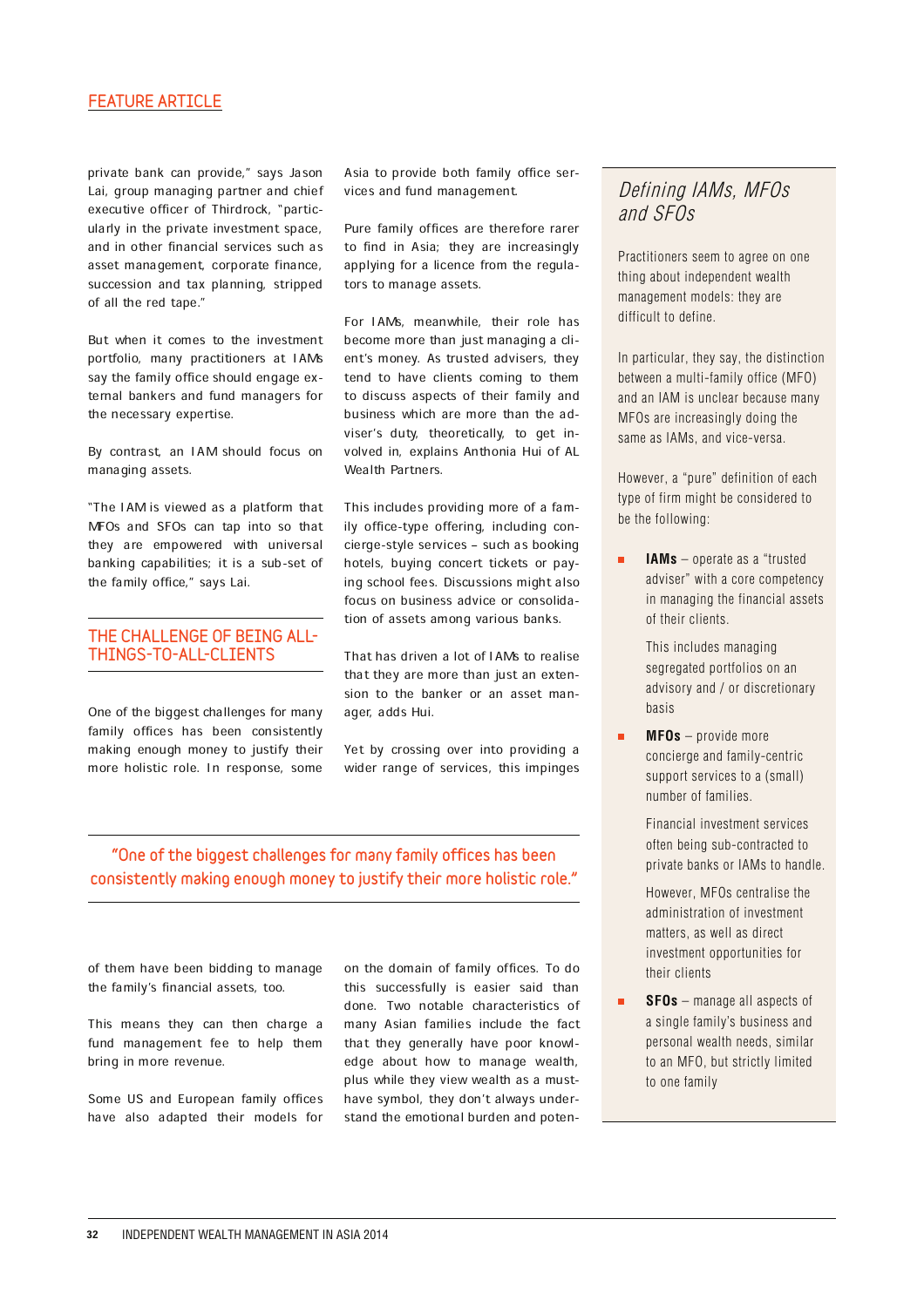private bank can provide," says Jason Lai, group managing partner and chief executive officer of Thirdrock, "particularly in the private investment space, and in other financial services such as asset management, corporate finance, succession and tax planning, stripped of all the red tape."

But when it comes to the investment portfolio, many practitioners at IAMs say the family office should engage external bankers and fund managers for the necessary expertise.

By contrast, an IAM should focus on managing assets.

"The IAM is viewed as a platform that MFOs and SFOs can tap into so that they are empowered with universal banking capabilities; it is a sub-set of the family office," says Lai.

## THE CHALLENGE OF BEING ALL-THINGS-TO-ALL-CLIENTS

One of the biggest challenges for many family offices has been consistently making enough money to justify their more holistic role. In response, some of them have been bidding to manage the family's financial assets, too.

This means they can then charge a fund management fee to help them bring in more revenue.

Some US and European family offices have also adapted their models for Asia to provide both family office services and fund management.

Pure family offices are therefore rarer to find in Asia; they are increasingly applying for a licence from the regulators to manage assets.

For IAMs, meanwhile, their role has become more than just managing a client's money. As trusted advisers, they tend to have clients coming to them to discuss aspects of their family and business which are more than the adviser's duty, theoretically, to get involved in, explains Anthonia Hui of AL Wealth Partners.

This includes providing more of a family office-type offering, including concierge-style services – such as booking hotels, buying concert tickets or paying school fees. Discussions might also focus on business advice or consolidation of assets among various banks.

That has driven a lot of IAMs to realise that they are more than just an extension to the banker or an asset manager, adds Hui.

Yet by crossing over into providing a wider range of services, this impinges on the domain of family offices. To do this successfully is easier said than done. Two notable characteristics of many Asian families include the fact that they generally have poor knowledge about how to manage wealth, plus while they view wealth as a must-have symbol, they don't always understand the emotional burden and poten-

> "One of the biggest challenges for many family offices has been consistently making enough money to justify their more holistic role."

## *Defining IAMs, MFOs and SFOs*

Practitioners seem to agree on one thing about independent wealth management models: they are difficult to define.

In particular, they say, the distinction between a multi-family office (MFO) and an IAM is unclear because many MFOs are increasingly doing the same as IAMs, and vice-versa.

However, a "pure" definition of each type of firm might be considered to be the following:

- **IAMs** – operate as a "trusted adviser" with a core competency in managing the financial assets of their clients.

  This includes managing segregated portfolios on an advisory and / or discretionary basis

- **MFOs** – provide more concierge and family-centric support services to a (small) number of families.

  Financial investment services often being sub-contracted to private banks or IAMs to handle.

  However, MFOs centralise the administration of investment matters, as well as direct investment opportunities for their clients

- **SFOs** – manage all aspects of a single family's business and personal wealth needs, similar to an MFO, but strictly limited to one family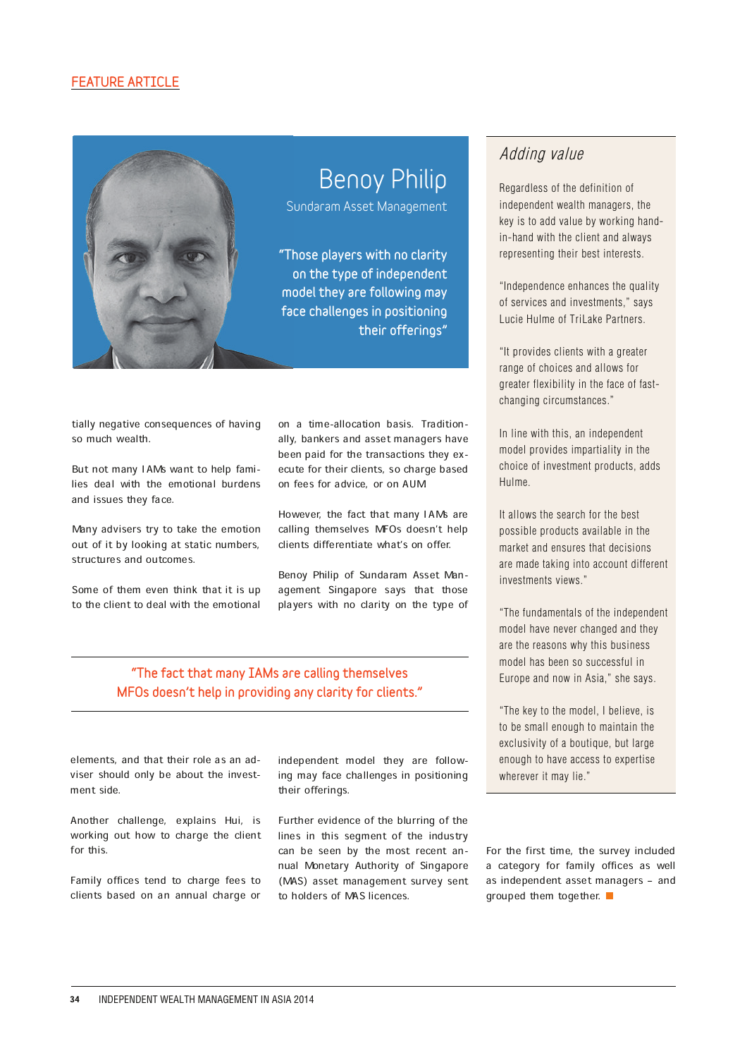FEATURE ARTICLE

## Benoy Philip

Sundaram Asset Management

"Those players with no clarity on the type of independent model they are following may face challenges in positioning their offerings"

tially negative consequences of having so much wealth.

But not many IAMs want to help families deal with the emotional burdens and issues they face.

Many advisers try to take the emotion out of it by looking at static numbers, structures and outcomes.

Some of them even think that it is up to the client to deal with the emotional elements, and that their role as an adviser should only be about the investment side.

Another challenge, explains Hui, is working out how to charge the client for this.

Family offices tend to charge fees to clients based on an annual charge or on a time-allocation basis. Traditionally, bankers and asset managers have been paid for the transactions they execute for their clients, so charge based on fees for advice, or on AUM

However, the fact that many IAMs are calling themselves MFOs doesn't help clients differentiate what's on offer.

Benoy Philip of Sundaram Asset Management Singapore says that those players with no clarity on the type of independent model they are following may face challenges in positioning their offerings.

"The fact that many IAMs are calling themselves MFOs doesn't help in providing any clarity for clients."

Further evidence of the blurring of the lines in this segment of the industry can be seen by the most recent annual Monetary Authority of Singapore (MAS) asset management survey sent to holders of MAS licences.

For the first time, the survey included a category for family offices as well as independent asset managers – and grouped them together.

### *Adding value*

Regardless of the definition of independent wealth managers, the key is to add value by working hand-in-hand with the client and always representing their best interests.

"Independence enhances the quality of services and investments," says Lucie Hulme of TriLake Partners.

"It provides clients with a greater range of choices and allows for greater flexibility in the face of fast-changing circumstances."

In line with this, an independent model provides impartiality in the choice of investment products, adds Hulme.

It allows the search for the best possible products available in the market and ensures that decisions are made taking into account different investments views."

"The fundamentals of the independent model have never changed and they are the reasons why this business model has been so successful in Europe and now in Asia," she says.

"The key to the model, I believe, is to be small enough to maintain the exclusivity of a boutique, but large enough to have access to expertise wherever it may lie."